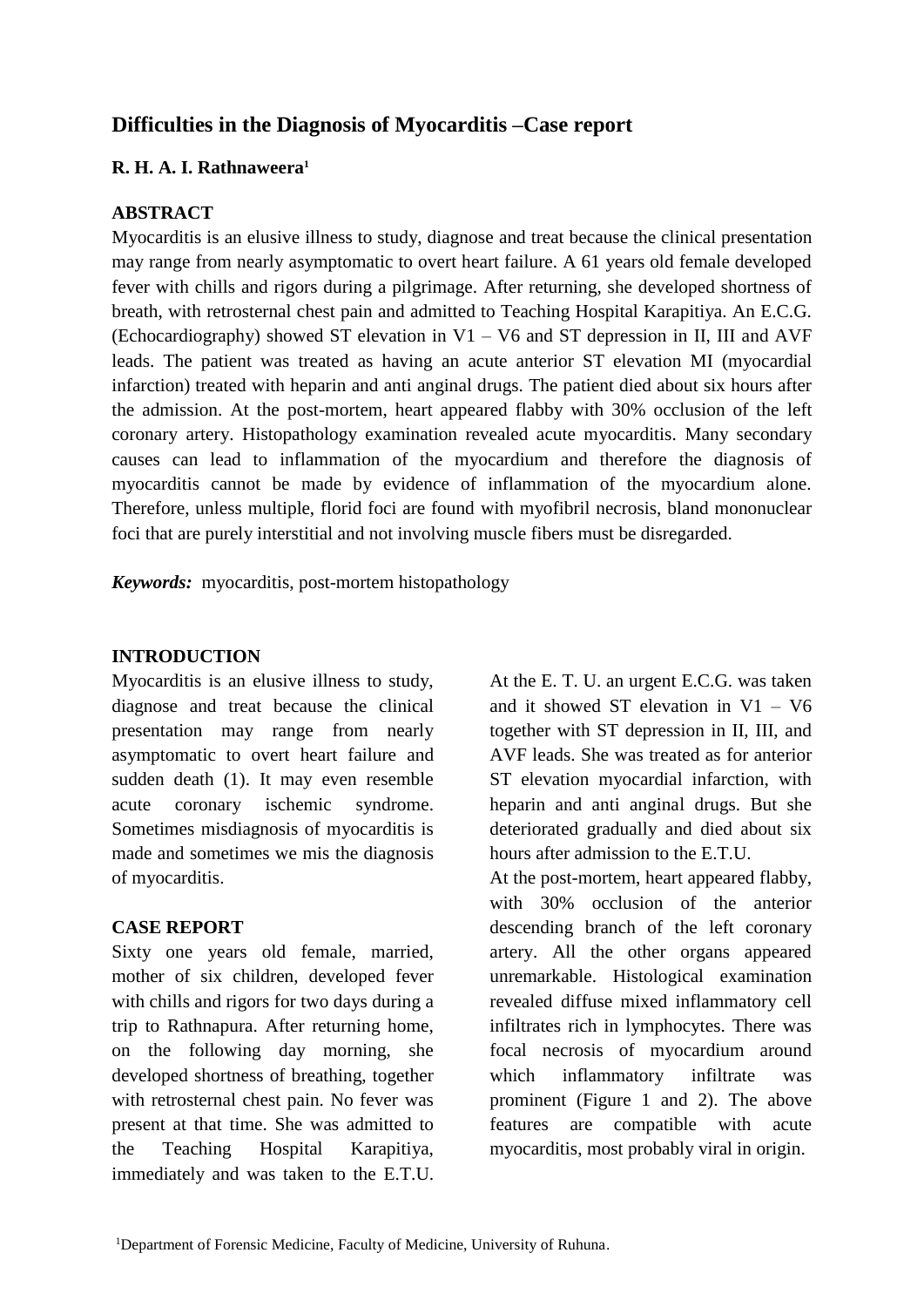# Difficulties in the Diagnosis of Myocarditis –Case report

**R. H. A. I. Rathnaweera[1]**

## ABSTRACT

Myocarditis is an elusive illness to study, diagnose and treat because the clinical presentation may range from nearly asymptomatic to overt heart failure. A 61 years old female developed fever with chills and rigors during a pilgrimage. After returning, she developed shortness of breath, with retrosternal chest pain and admitted to Teaching Hospital Karapitiya. An E.C.G. (Echocardiography) showed ST elevation in V1 – V6 and ST depression in II, III and AVF leads. The patient was treated as having an acute anterior ST elevation MI (myocardial infarction) treated with heparin and anti anginal drugs. The patient died about six hours after the admission. At the post-mortem, heart appeared flabby with 30% occlusion of the left coronary artery. Histopathology examination revealed acute myocarditis. Many secondary causes can lead to inflammation of the myocardium and therefore the diagnosis of myocarditis cannot be made by evidence of inflammation of the myocardium alone. Therefore, unless multiple, florid foci are found with myofibril necrosis, bland mononuclear foci that are purely interstitial and not involving muscle fibers must be disregarded.

***Keywords:*** myocarditis, post-mortem histopathology

## INTRODUCTION

Myocarditis is an elusive illness to study, diagnose and treat because the clinical presentation may range from nearly asymptomatic to overt heart failure and sudden death (1). It may even resemble acute coronary ischemic syndrome. Sometimes misdiagnosis of myocarditis is made and sometimes we mis the diagnosis of myocarditis.

## CASE REPORT

Sixty one years old female, married, mother of six children, developed fever with chills and rigors for two days during a trip to Rathnapura. After returning home, on the following day morning, she developed shortness of breathing, together with retrosternal chest pain. No fever was present at that time. She was admitted to the Teaching Hospital Karapitiya, immediately and was taken to the E.T.U. At the E. T. U. an urgent E.C.G. was taken and it showed ST elevation in V1 – V6 together with ST depression in II, III, and AVF leads. She was treated as for anterior ST elevation myocardial infarction, with heparin and anti anginal drugs. But she deteriorated gradually and died about six hours after admission to the E.T.U.

At the post-mortem, heart appeared flabby, with 30% occlusion of the anterior descending branch of the left coronary artery. All the other organs appeared unremarkable. Histological examination revealed diffuse mixed inflammatory cell infiltrates rich in lymphocytes. There was focal necrosis of myocardium around which inflammatory infiltrate was prominent (Figure 1 and 2). The above features are compatible with acute myocarditis, most probably viral in origin.

[1]Department of Forensic Medicine, Faculty of Medicine, University of Ruhuna.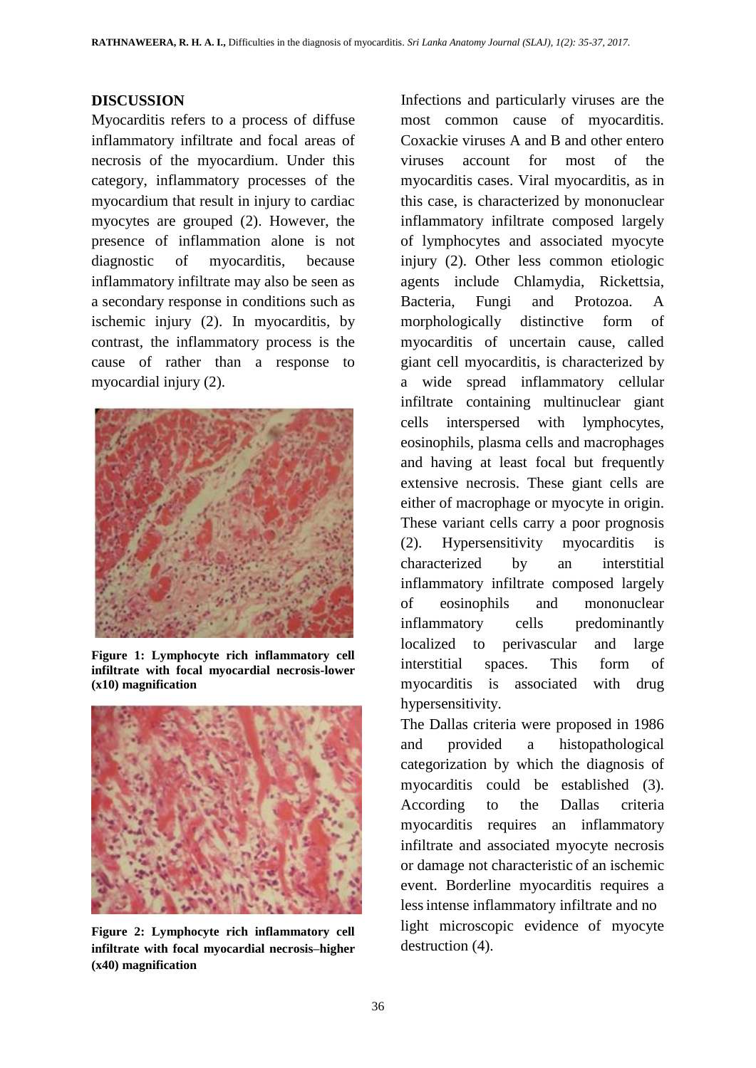## DISCUSSION

Myocarditis refers to a process of diffuse inflammatory infiltrate and focal areas of necrosis of the myocardium. Under this category, inflammatory processes of the myocardium that result in injury to cardiac myocytes are grouped (2). However, the presence of inflammation alone is not diagnostic of myocarditis, because inflammatory infiltrate may also be seen as a secondary response in conditions such as ischemic injury (2). In myocarditis, by contrast, the inflammatory process is the cause of rather than a response to myocardial injury (2).

**Figure 1: Lymphocyte rich inflammatory cell infiltrate with focal myocardial necrosis-lower (x10) magnification**

**Figure 2: Lymphocyte rich inflammatory cell infiltrate with focal myocardial necrosis–higher (x40) magnification**

Infections and particularly viruses are the most common cause of myocarditis. Coxackie viruses A and B and other entero viruses account for most of the myocarditis cases. Viral myocarditis, as in this case, is characterized by mononuclear inflammatory infiltrate composed largely of lymphocytes and associated myocyte injury (2). Other less common etiologic agents include Chlamydia, Rickettsia, Bacteria, Fungi and Protozoa. A morphologically distinctive form of myocarditis of uncertain cause, called giant cell myocarditis, is characterized by a wide spread inflammatory cellular infiltrate containing multinuclear giant cells interspersed with lymphocytes, eosinophils, plasma cells and macrophages and having at least focal but frequently extensive necrosis. These giant cells are either of macrophage or myocyte in origin. These variant cells carry a poor prognosis (2). Hypersensitivity myocarditis is characterized by an interstitial inflammatory infiltrate composed largely of eosinophils and mononuclear inflammatory cells predominantly localized to perivascular and large interstitial spaces. This form of myocarditis is associated with drug hypersensitivity.

The Dallas criteria were proposed in 1986 and provided a histopathological categorization by which the diagnosis of myocarditis could be established (3). According to the Dallas criteria myocarditis requires an inflammatory infiltrate and associated myocyte necrosis or damage not characteristic of an ischemic event. Borderline myocarditis requires a less intense inflammatory infiltrate and no light microscopic evidence of myocyte destruction (4).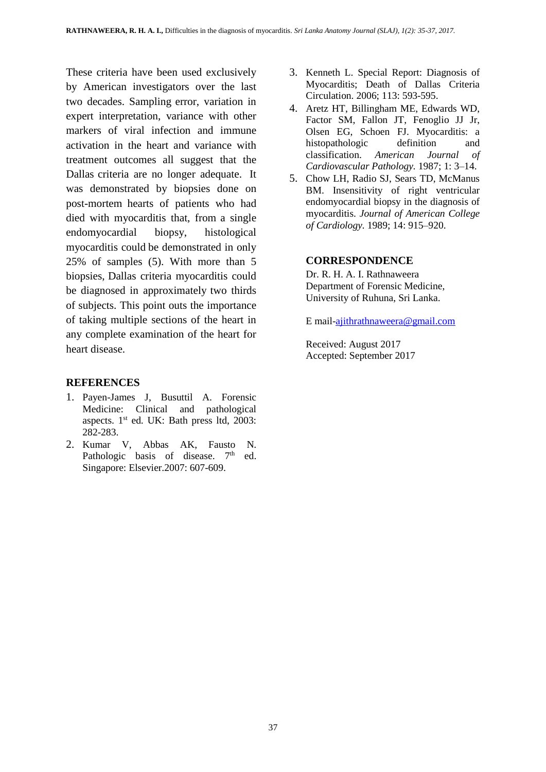These criteria have been used exclusively by American investigators over the last two decades. Sampling error, variation in expert interpretation, variance with other markers of viral infection and immune activation in the heart and variance with treatment outcomes all suggest that the Dallas criteria are no longer adequate. It was demonstrated by biopsies done on post-mortem hearts of patients who had died with myocarditis that, from a single endomyocardial biopsy, histological myocarditis could be demonstrated in only 25% of samples (5). With more than 5 biopsies, Dallas criteria myocarditis could be diagnosed in approximately two thirds of subjects. This point outs the importance of taking multiple sections of the heart in any complete examination of the heart for heart disease.

## REFERENCES

1. Payen-James J, Busuttil A. Forensic Medicine: Clinical and pathological aspects. 1st ed. UK: Bath press ltd, 2003: 282-283.
2. Kumar V, Abbas AK, Fausto N. Pathologic basis of disease. 7th ed. Singapore: Elsevier.2007: 607-609.
3. Kenneth L. Special Report: Diagnosis of Myocarditis; Death of Dallas Criteria Circulation. 2006; 113: 593-595.
4. Aretz HT, Billingham ME, Edwards WD, Factor SM, Fallon JT, Fenoglio JJ Jr, Olsen EG, Schoen FJ. Myocarditis: a histopathologic definition and classification. *American Journal of Cardiovascular Pathology.* 1987; 1: 3–14.
5. Chow LH, Radio SJ, Sears TD, McManus BM. Insensitivity of right ventricular endomyocardial biopsy in the diagnosis of myocarditis. *Journal of American College of Cardiology.* 1989; 14: 915–920.

## CORRESPONDENCE

Dr. R. H. A. I. Rathnaweera
Department of Forensic Medicine,
University of Ruhuna, Sri Lanka.

E mail-ajithrathnaweera@gmail.com

Received: August 2017
Accepted: September 2017